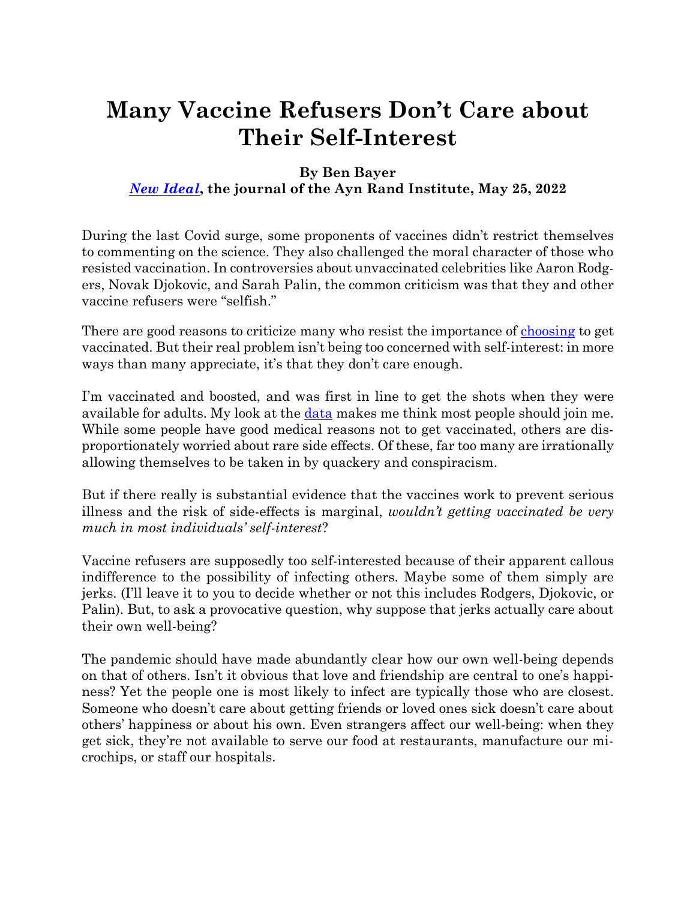# Many Vaccine Refusers Don't Care about Their Self-Interest

**By Ben Bayer**
**[*New Ideal*](), the journal of the Ayn Rand Institute, May 25, 2022**

During the last Covid surge, some proponents of vaccines didn't restrict themselves to commenting on the science. They also challenged the moral character of those who resisted vaccination. In controversies about unvaccinated celebrities like Aaron Rodgers, Novak Djokovic, and Sarah Palin, the common criticism was that they and other vaccine refusers were "selfish."

There are good reasons to criticize many who resist the importance of choosing to get vaccinated. But their real problem isn't being too concerned with self-interest: in more ways than many appreciate, it's that they don't care enough.

I'm vaccinated and boosted, and was first in line to get the shots when they were available for adults. My look at the data makes me think most people should join me. While some people have good medical reasons not to get vaccinated, others are disproportionately worried about rare side effects. Of these, far too many are irrationally allowing themselves to be taken in by quackery and conspiracism.

But if there really is substantial evidence that the vaccines work to prevent serious illness and the risk of side-effects is marginal, *wouldn't getting vaccinated be very much in most individuals' self-interest*?

Vaccine refusers are supposedly too self-interested because of their apparent callous indifference to the possibility of infecting others. Maybe some of them simply are jerks. (I'll leave it to you to decide whether or not this includes Rodgers, Djokovic, or Palin). But, to ask a provocative question, why suppose that jerks actually care about their own well-being?

The pandemic should have made abundantly clear how our own well-being depends on that of others. Isn't it obvious that love and friendship are central to one's happiness? Yet the people one is most likely to infect are typically those who are closest. Someone who doesn't care about getting friends or loved ones sick doesn't care about others' happiness or about his own. Even strangers affect our well-being: when they get sick, they're not available to serve our food at restaurants, manufacture our microchips, or staff our hospitals.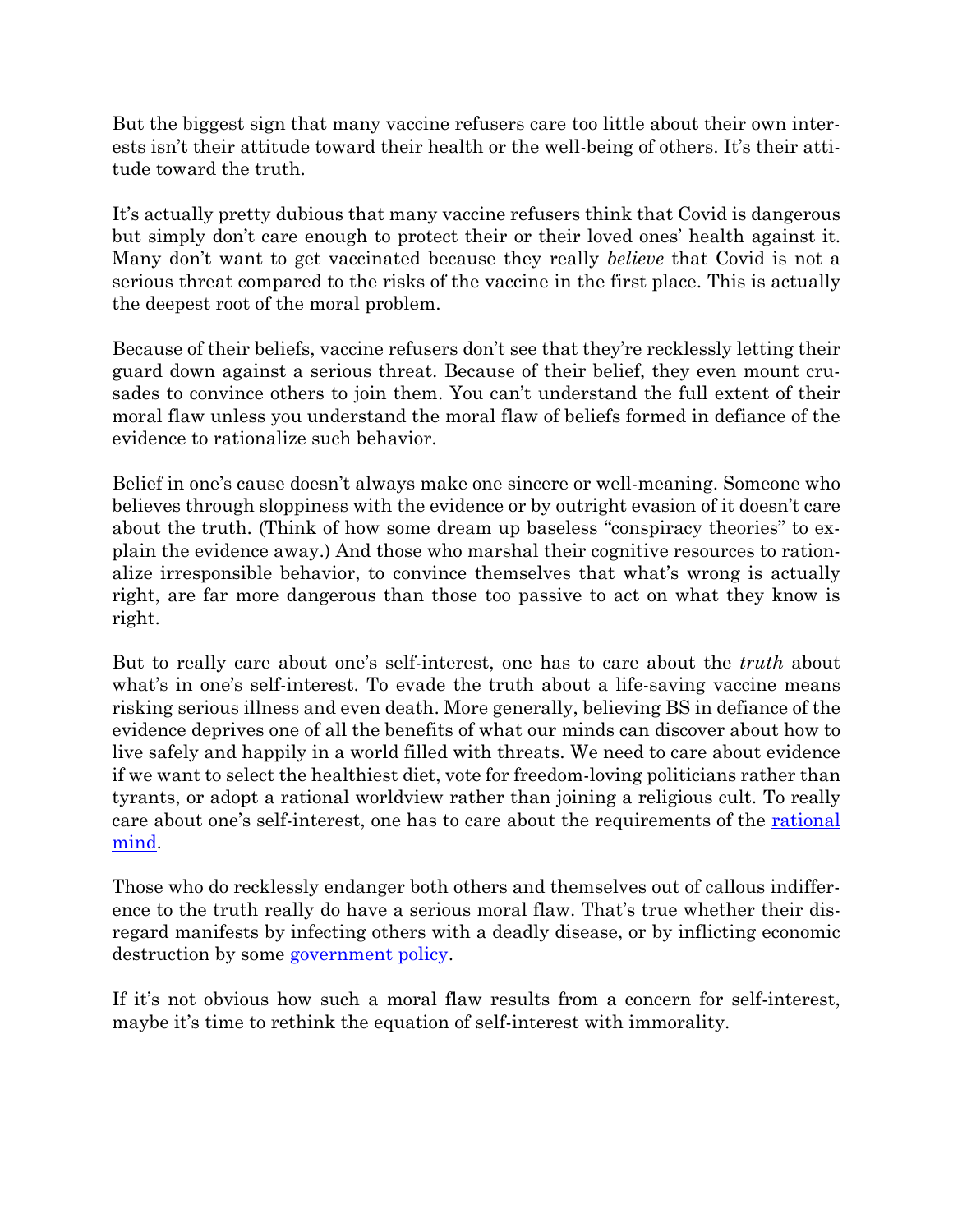But the biggest sign that many vaccine refusers care too little about their own interests isn't their attitude toward their health or the well-being of others. It's their attitude toward the truth.

It's actually pretty dubious that many vaccine refusers think that Covid is dangerous but simply don't care enough to protect their or their loved ones' health against it. Many don't want to get vaccinated because they really *believe* that Covid is not a serious threat compared to the risks of the vaccine in the first place. This is actually the deepest root of the moral problem.

Because of their beliefs, vaccine refusers don't see that they're recklessly letting their guard down against a serious threat. Because of their belief, they even mount crusades to convince others to join them. You can't understand the full extent of their moral flaw unless you understand the moral flaw of beliefs formed in defiance of the evidence to rationalize such behavior.

Belief in one's cause doesn't always make one sincere or well-meaning. Someone who believes through sloppiness with the evidence or by outright evasion of it doesn't care about the truth. (Think of how some dream up baseless "conspiracy theories" to explain the evidence away.) And those who marshal their cognitive resources to rationalize irresponsible behavior, to convince themselves that what's wrong is actually right, are far more dangerous than those too passive to act on what they know is right.

But to really care about one's self-interest, one has to care about the *truth* about what's in one's self-interest. To evade the truth about a life-saving vaccine means risking serious illness and even death. More generally, believing BS in defiance of the evidence deprives one of all the benefits of what our minds can discover about how to live safely and happily in a world filled with threats. We need to care about evidence if we want to select the healthiest diet, vote for freedom-loving politicians rather than tyrants, or adopt a rational worldview rather than joining a religious cult. To really care about one's self-interest, one has to care about the requirements of the rational mind.

Those who do recklessly endanger both others and themselves out of callous indifference to the truth really do have a serious moral flaw. That's true whether their disregard manifests by infecting others with a deadly disease, or by inflicting economic destruction by some government policy.

If it's not obvious how such a moral flaw results from a concern for self-interest, maybe it's time to rethink the equation of self-interest with immorality.